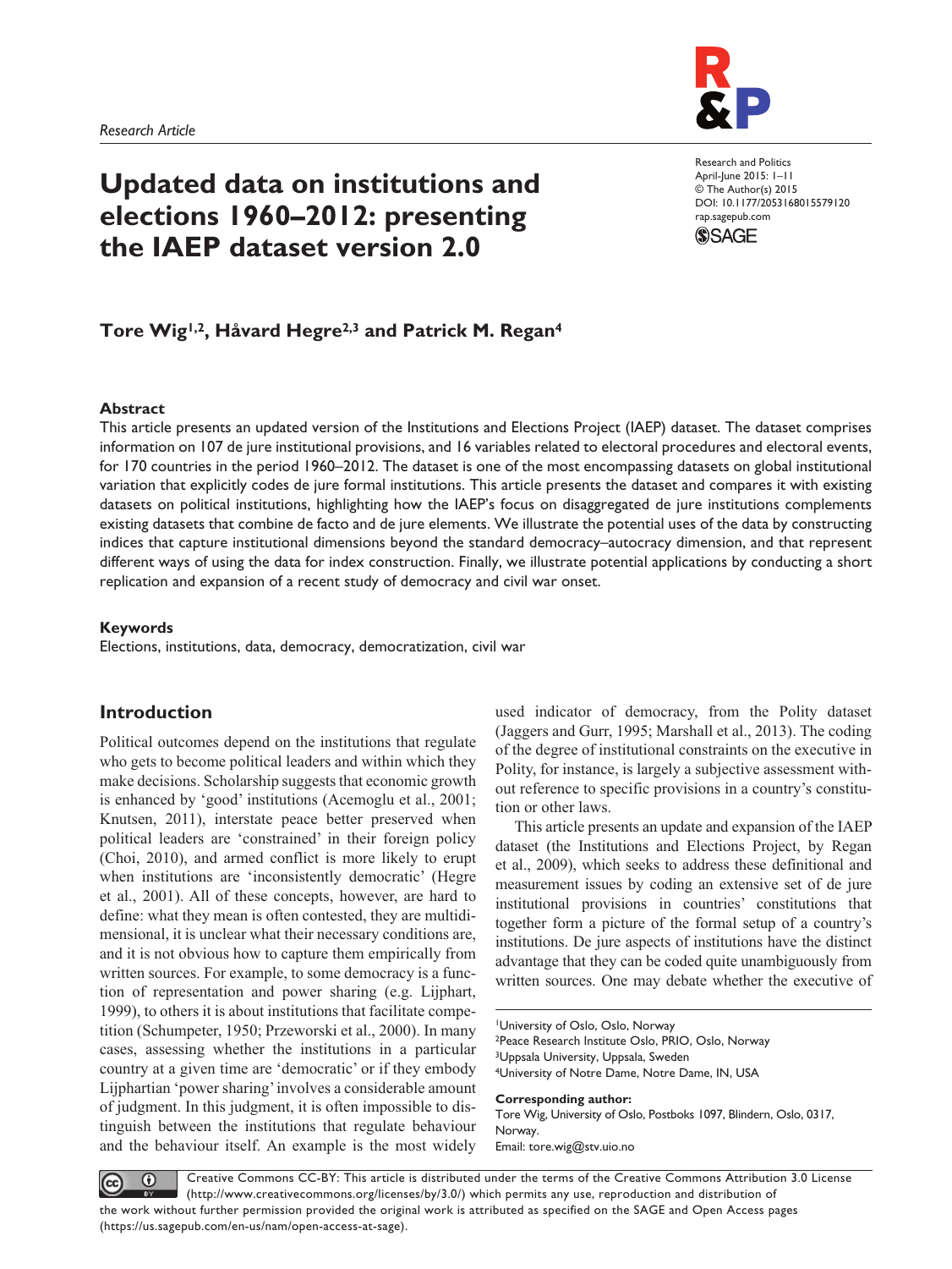*Research Article*

# Updated data on institutions and elections 1960–2012: presenting the IAEP dataset version 2.0

Research and Politics
April-June 2015: 1–11
© The Author(s) 2015
DOI: 10.1177/2053168015579120
rap.sagepub.com

**Tore Wig[1,2], Håvard Hegre[2,3] and Patrick M. Regan[4]**

## Abstract

This article presents an updated version of the Institutions and Elections Project (IAEP) dataset. The dataset comprises information on 107 de jure institutional provisions, and 16 variables related to electoral procedures and electoral events, for 170 countries in the period 1960–2012. The dataset is one of the most encompassing datasets on global institutional variation that explicitly codes de jure formal institutions. This article presents the dataset and compares it with existing datasets on political institutions, highlighting how the IAEP's focus on disaggregated de jure institutions complements existing datasets that combine de facto and de jure elements. We illustrate the potential uses of the data by constructing indices that capture institutional dimensions beyond the standard democracy–autocracy dimension, and that represent different ways of using the data for index construction. Finally, we illustrate potential applications by conducting a short replication and expansion of a recent study of democracy and civil war onset.

## Keywords

Elections, institutions, data, democracy, democratization, civil war

## Introduction

Political outcomes depend on the institutions that regulate who gets to become political leaders and within which they make decisions. Scholarship suggests that economic growth is enhanced by 'good' institutions (Acemoglu et al., 2001; Knutsen, 2011), interstate peace better preserved when political leaders are 'constrained' in their foreign policy (Choi, 2010), and armed conflict is more likely to erupt when institutions are 'inconsistently democratic' (Hegre et al., 2001). All of these concepts, however, are hard to define: what they mean is often contested, they are multidimensional, it is unclear what their necessary conditions are, and it is not obvious how to capture them empirically from written sources. For example, to some democracy is a function of representation and power sharing (e.g. Lijphart, 1999), to others it is about institutions that facilitate competition (Schumpeter, 1950; Przeworski et al., 2000). In many cases, assessing whether the institutions in a particular country at a given time are 'democratic' or if they embody Lijphartian 'power sharing' involves a considerable amount of judgment. In this judgment, it is often impossible to distinguish between the institutions that regulate behaviour and the behaviour itself. An example is the most widely used indicator of democracy, from the Polity dataset (Jaggers and Gurr, 1995; Marshall et al., 2013). The coding of the degree of institutional constraints on the executive in Polity, for instance, is largely a subjective assessment without reference to specific provisions in a country's constitution or other laws.

This article presents an update and expansion of the IAEP dataset (the Institutions and Elections Project, by Regan et al., 2009), which seeks to address these definitional and measurement issues by coding an extensive set of de jure institutional provisions in countries' constitutions that together form a picture of the formal setup of a country's institutions. De jure aspects of institutions have the distinct advantage that they can be coded quite unambiguously from written sources. One may debate whether the executive of

[1]University of Oslo, Oslo, Norway
[2]Peace Research Institute Oslo, PRIO, Oslo, Norway
[3]Uppsala University, Uppsala, Sweden
[4]University of Notre Dame, Notre Dame, IN, USA

**Corresponding author:**
Tore Wig, University of Oslo, Postboks 1097, Blindern, Oslo, 0317, Norway.
Email: tore.wig@stv.uio.no

Creative Commons CC-BY: This article is distributed under the terms of the Creative Commons Attribution 3.0 License (http://www.creativecommons.org/licenses/by/3.0/) which permits any use, reproduction and distribution of the work without further permission provided the original work is attributed as specified on the SAGE and Open Access pages (https://us.sagepub.com/en-us/nam/open-access-at-sage).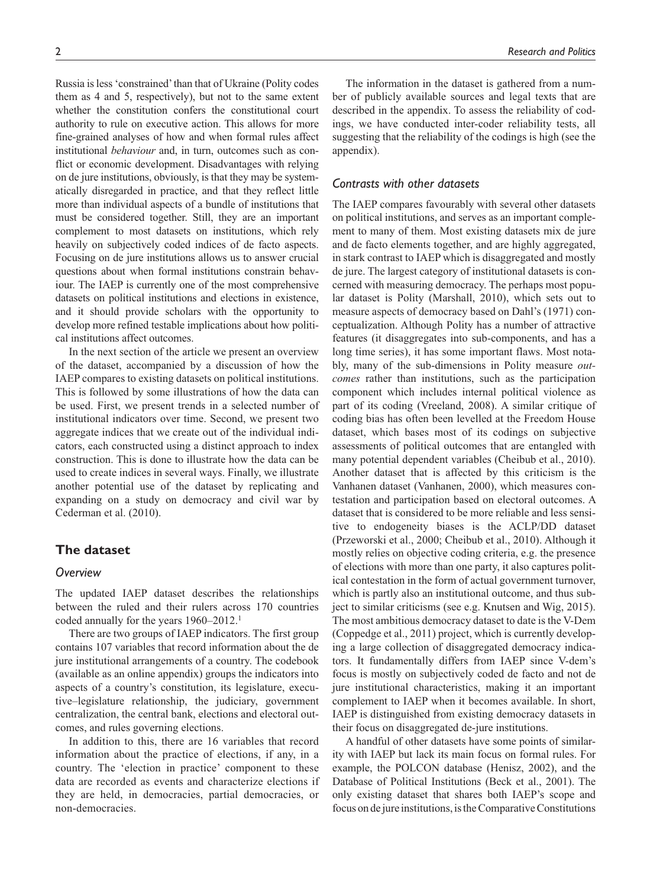Russia is less 'constrained' than that of Ukraine (Polity codes them as 4 and 5, respectively), but not to the same extent whether the constitution confers the constitutional court authority to rule on executive action. This allows for more fine-grained analyses of how and when formal rules affect institutional *behaviour* and, in turn, outcomes such as conflict or economic development. Disadvantages with relying on de jure institutions, obviously, is that they may be systematically disregarded in practice, and that they reflect little more than individual aspects of a bundle of institutions that must be considered together. Still, they are an important complement to most datasets on institutions, which rely heavily on subjectively coded indices of de facto aspects. Focusing on de jure institutions allows us to answer crucial questions about when formal institutions constrain behaviour. The IAEP is currently one of the most comprehensive datasets on political institutions and elections in existence, and it should provide scholars with the opportunity to develop more refined testable implications about how political institutions affect outcomes.

In the next section of the article we present an overview of the dataset, accompanied by a discussion of how the IAEP compares to existing datasets on political institutions. This is followed by some illustrations of how the data can be used. First, we present trends in a selected number of institutional indicators over time. Second, we present two aggregate indices that we create out of the individual indicators, each constructed using a distinct approach to index construction. This is done to illustrate how the data can be used to create indices in several ways. Finally, we illustrate another potential use of the dataset by replicating and expanding on a study on democracy and civil war by Cederman et al. (2010).

## The dataset

### Overview

The updated IAEP dataset describes the relationships between the ruled and their rulers across 170 countries coded annually for the years 1960–2012.[1]

There are two groups of IAEP indicators. The first group contains 107 variables that record information about the de jure institutional arrangements of a country. The codebook (available as an online appendix) groups the indicators into aspects of a country's constitution, its legislature, executive–legislature relationship, the judiciary, government centralization, the central bank, elections and electoral outcomes, and rules governing elections.

In addition to this, there are 16 variables that record information about the practice of elections, if any, in a country. The 'election in practice' component to these data are recorded as events and characterize elections if they are held, in democracies, partial democracies, or non-democracies.

The information in the dataset is gathered from a number of publicly available sources and legal texts that are described in the appendix. To assess the reliability of codings, we have conducted inter-coder reliability tests, all suggesting that the reliability of the codings is high (see the appendix).

### Contrasts with other datasets

The IAEP compares favourably with several other datasets on political institutions, and serves as an important complement to many of them. Most existing datasets mix de jure and de facto elements together, and are highly aggregated, in stark contrast to IAEP which is disaggregated and mostly de jure. The largest category of institutional datasets is concerned with measuring democracy. The perhaps most popular dataset is Polity (Marshall, 2010), which sets out to measure aspects of democracy based on Dahl's (1971) conceptualization. Although Polity has a number of attractive features (it disaggregates into sub-components, and has a long time series), it has some important flaws. Most notably, many of the sub-dimensions in Polity measure *outcomes* rather than institutions, such as the participation component which includes internal political violence as part of its coding (Vreeland, 2008). A similar critique of coding bias has often been levelled at the Freedom House dataset, which bases most of its codings on subjective assessments of political outcomes that are entangled with many potential dependent variables (Cheibub et al., 2010). Another dataset that is affected by this criticism is the Vanhanen dataset (Vanhanen, 2000), which measures contestation and participation based on electoral outcomes. A dataset that is considered to be more reliable and less sensitive to endogeneity biases is the ACLP/DD dataset (Przeworski et al., 2000; Cheibub et al., 2010). Although it mostly relies on objective coding criteria, e.g. the presence of elections with more than one party, it also captures political contestation in the form of actual government turnover, which is partly also an institutional outcome, and thus subject to similar criticisms (see e.g. Knutsen and Wig, 2015). The most ambitious democracy dataset to date is the V-Dem (Coppedge et al., 2011) project, which is currently developing a large collection of disaggregated democracy indicators. It fundamentally differs from IAEP since V-dem's focus is mostly on subjectively coded de facto and not de jure institutional characteristics, making it an important complement to IAEP when it becomes available. In short, IAEP is distinguished from existing democracy datasets in their focus on disaggregated de-jure institutions.

A handful of other datasets have some points of similarity with IAEP but lack its main focus on formal rules. For example, the POLCON database (Henisz, 2002), and the Database of Political Institutions (Beck et al., 2001). The only existing dataset that shares both IAEP's scope and focus on de jure institutions, is the Comparative Constitutions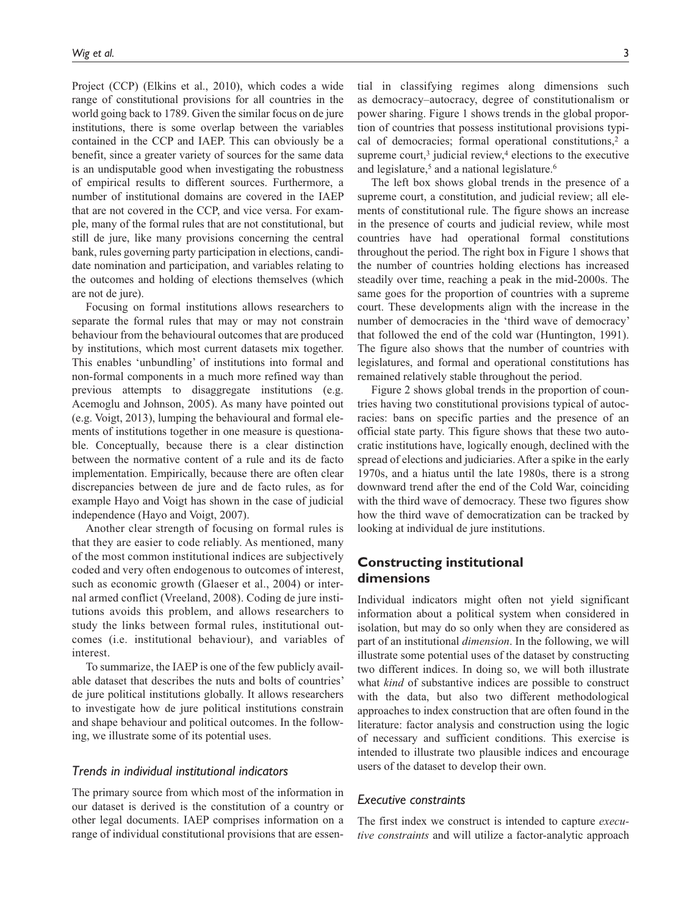Project (CCP) (Elkins et al., 2010), which codes a wide range of constitutional provisions for all countries in the world going back to 1789. Given the similar focus on de jure institutions, there is some overlap between the variables contained in the CCP and IAEP. This can obviously be a benefit, since a greater variety of sources for the same data is an undisputable good when investigating the robustness of empirical results to different sources. Furthermore, a number of institutional domains are covered in the IAEP that are not covered in the CCP, and vice versa. For example, many of the formal rules that are not constitutional, but still de jure, like many provisions concerning the central bank, rules governing party participation in elections, candidate nomination and participation, and variables relating to the outcomes and holding of elections themselves (which are not de jure).

Focusing on formal institutions allows researchers to separate the formal rules that may or may not constrain behaviour from the behavioural outcomes that are produced by institutions, which most current datasets mix together. This enables 'unbundling' of institutions into formal and non-formal components in a much more refined way than previous attempts to disaggregate institutions (e.g. Acemoglu and Johnson, 2005). As many have pointed out (e.g. Voigt, 2013), lumping the behavioural and formal elements of institutions together in one measure is questionable. Conceptually, because there is a clear distinction between the normative content of a rule and its de facto implementation. Empirically, because there are often clear discrepancies between de jure and de facto rules, as for example Hayo and Voigt has shown in the case of judicial independence (Hayo and Voigt, 2007).

Another clear strength of focusing on formal rules is that they are easier to code reliably. As mentioned, many of the most common institutional indices are subjectively coded and very often endogenous to outcomes of interest, such as economic growth (Glaeser et al., 2004) or internal armed conflict (Vreeland, 2008). Coding de jure institutions avoids this problem, and allows researchers to study the links between formal rules, institutional outcomes (i.e. institutional behaviour), and variables of interest.

To summarize, the IAEP is one of the few publicly available dataset that describes the nuts and bolts of countries' de jure political institutions globally. It allows researchers to investigate how de jure political institutions constrain and shape behaviour and political outcomes. In the following, we illustrate some of its potential uses.

### *Trends in individual institutional indicators*

The primary source from which most of the information in our dataset is derived is the constitution of a country or other legal documents. IAEP comprises information on a range of individual constitutional provisions that are essential in classifying regimes along dimensions such as democracy–autocracy, degree of constitutionalism or power sharing. Figure 1 shows trends in the global proportion of countries that possess institutional provisions typical of democracies; formal operational constitutions,[2] a supreme court,[3] judicial review,[4] elections to the executive and legislature,[5] and a national legislature.[6]

The left box shows global trends in the presence of a supreme court, a constitution, and judicial review; all elements of constitutional rule. The figure shows an increase in the presence of courts and judicial review, while most countries have had operational formal constitutions throughout the period. The right box in Figure 1 shows that the number of countries holding elections has increased steadily over time, reaching a peak in the mid-2000s. The same goes for the proportion of countries with a supreme court. These developments align with the increase in the number of democracies in the 'third wave of democracy' that followed the end of the cold war (Huntington, 1991). The figure also shows that the number of countries with legislatures, and formal and operational constitutions has remained relatively stable throughout the period.

Figure 2 shows global trends in the proportion of countries having two constitutional provisions typical of autocracies: bans on specific parties and the presence of an official state party. This figure shows that these two autocratic institutions have, logically enough, declined with the spread of elections and judiciaries. After a spike in the early 1970s, and a hiatus until the late 1980s, there is a strong downward trend after the end of the Cold War, coinciding with the third wave of democracy. These two figures show how the third wave of democratization can be tracked by looking at individual de jure institutions.

## Constructing institutional dimensions

Individual indicators might often not yield significant information about a political system when considered in isolation, but may do so only when they are considered as part of an institutional *dimension*. In the following, we will illustrate some potential uses of the dataset by constructing two different indices. In doing so, we will both illustrate what *kind* of substantive indices are possible to construct with the data, but also two different methodological approaches to index construction that are often found in the literature: factor analysis and construction using the logic of necessary and sufficient conditions. This exercise is intended to illustrate two plausible indices and encourage users of the dataset to develop their own.

### *Executive constraints*

The first index we construct is intended to capture *executive constraints* and will utilize a factor-analytic approach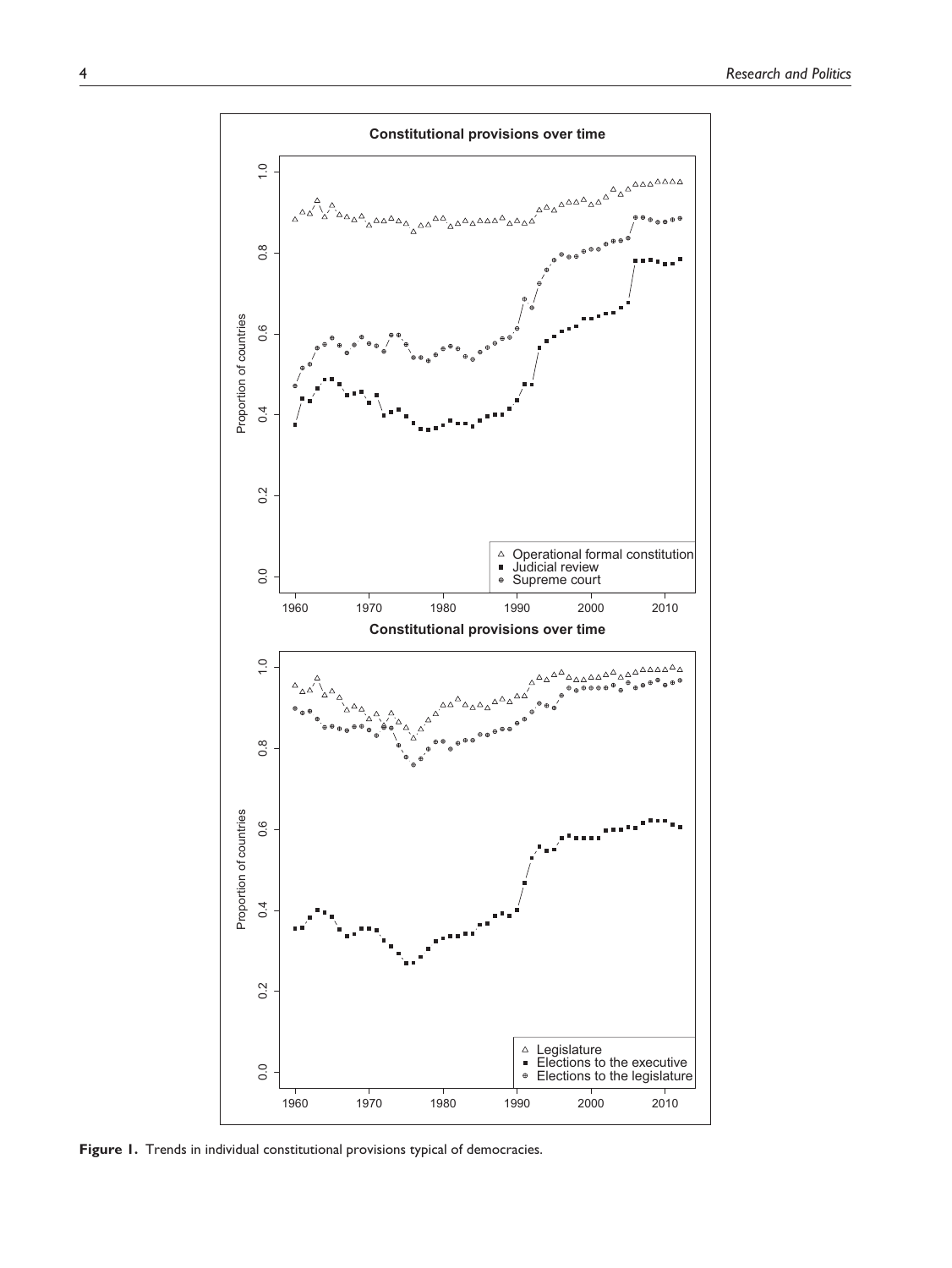Constitutional provisions over time

Proportion of countries

0.0
0.2
0.4
0.6
0.8
1.0

1960
1970
1980
1990
2000
2010

△ Operational formal constitution
■ Judicial review
⊕ Supreme court

Constitutional provisions over time

Proportion of countries

0.0
0.2
0.4
0.6
0.8
1.0

1960
1970
1980
1990
2000
2010

△ Legislature
■ Elections to the executive
⊕ Elections to the legislature

**Figure 1.** Trends in individual constitutional provisions typical of democracies.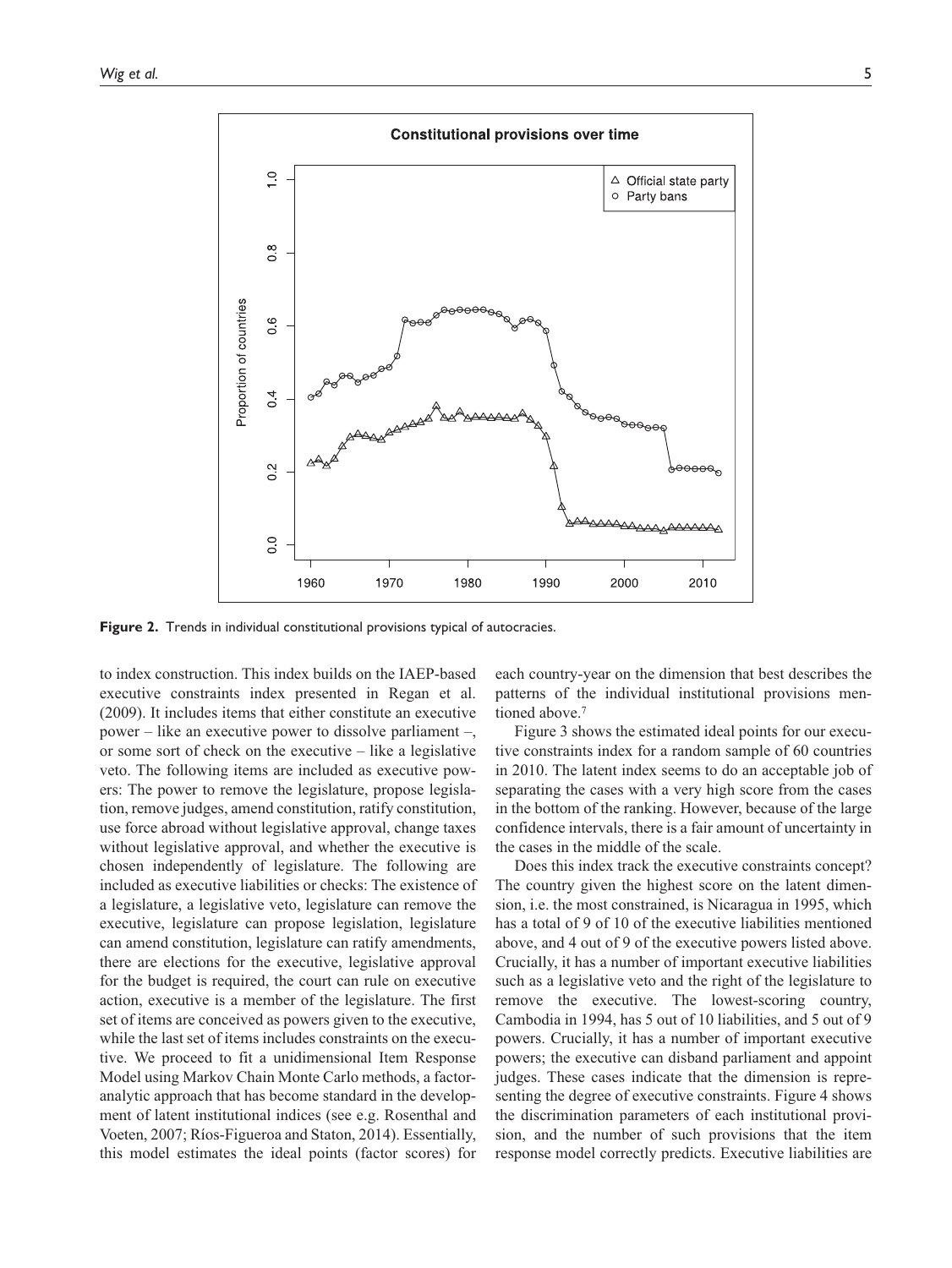**Constitutional provisions over time**

Proportion of countries

1.0
0.8
0.6
0.4
0.2
0.0

1960
1970
1980
1990
2000
2010

△ Official state party
○ Party bans

**Figure 2.** Trends in individual constitutional provisions typical of autocracies.

to index construction. This index builds on the IAEP-based executive constraints index presented in Regan et al. (2009). It includes items that either constitute an executive power – like an executive power to dissolve parliament –, or some sort of check on the executive – like a legislative veto. The following items are included as executive powers: The power to remove the legislature, propose legislation, remove judges, amend constitution, ratify constitution, use force abroad without legislative approval, change taxes without legislative approval, and whether the executive is chosen independently of legislature. The following are included as executive liabilities or checks: The existence of a legislature, a legislative veto, legislature can remove the executive, legislature can propose legislation, legislature can amend constitution, legislature can ratify amendments, there are elections for the executive, legislative approval for the budget is required, the court can rule on executive action, executive is a member of the legislature. The first set of items are conceived as powers given to the executive, while the last set of items includes constraints on the executive. We proceed to fit a unidimensional Item Response Model using Markov Chain Monte Carlo methods, a factor-analytic approach that has become standard in the development of latent institutional indices (see e.g. Rosenthal and Voeten, 2007; Ríos-Figueroa and Staton, 2014). Essentially, this model estimates the ideal points (factor scores) for each country-year on the dimension that best describes the patterns of the individual institutional provisions mentioned above.[7]

Figure 3 shows the estimated ideal points for our executive constraints index for a random sample of 60 countries in 2010. The latent index seems to do an acceptable job of separating the cases with a very high score from the cases in the bottom of the ranking. However, because of the large confidence intervals, there is a fair amount of uncertainty in the cases in the middle of the scale.

Does this index track the executive constraints concept? The country given the highest score on the latent dimension, i.e. the most constrained, is Nicaragua in 1995, which has a total of 9 of 10 of the executive liabilities mentioned above, and 4 out of 9 of the executive powers listed above. Crucially, it has a number of important executive liabilities such as a legislative veto and the right of the legislature to remove the executive. The lowest-scoring country, Cambodia in 1994, has 5 out of 10 liabilities, and 5 out of 9 powers. Crucially, it has a number of important executive powers; the executive can disband parliament and appoint judges. These cases indicate that the dimension is representing the degree of executive constraints. Figure 4 shows the discrimination parameters of each institutional provision, and the number of such provisions that the item response model correctly predicts. Executive liabilities are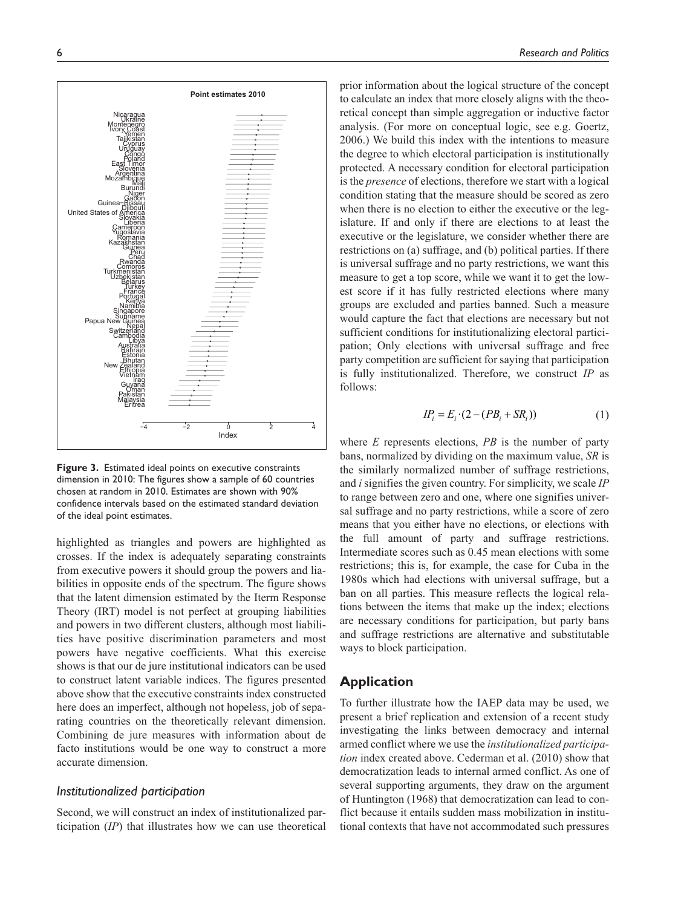Point estimates 2010

Nicaragua
Ukraine
Montenegro
Ivory Coast
Yemen
Tajikistan
Cyprus
Uruguay
Congo
Poland
East Timor
Slovenia
Argentina
Mozambique
Mali
Burundi
Niger
Gabon
Guinea−Bissau
Djibouti
United States of America
Slovakia
Liberia
Cameroon
Yugoslavia
Romania
Kazakhstan
Guinea
Peru
Chad
Rwanda
Comoros
Turkmenistan
Uzbekistan
Belarus
Turkey
France
Portugal
Kenya
Namibia
Singapore
Suriname
Papua New Guinea
Nepal
Switzerland
Cambodia
Libya
Australia
Bahrain
Estonia
Bhutan
New Zealand
Ethiopia
Vietnam
Iraq
Guyana
Oman
Pakistan
Malaysia
Eritrea

−4 −2 0 2 4

Index

**Figure 3.** Estimated ideal points on executive constraints dimension in 2010: The figures show a sample of 60 countries chosen at random in 2010. Estimates are shown with 90% confidence intervals based on the estimated standard deviation of the ideal point estimates.

highlighted as triangles and powers are highlighted as crosses. If the index is adequately separating constraints from executive powers it should group the powers and liabilities in opposite ends of the spectrum. The figure shows that the latent dimension estimated by the Iterm Response Theory (IRT) model is not perfect at grouping liabilities and powers in two different clusters, although most liabilities have positive discrimination parameters and most powers have negative coefficients. What this exercise shows is that our de jure institutional indicators can be used to construct latent variable indices. The figures presented above show that the executive constraints index constructed here does an imperfect, although not hopeless, job of separating countries on the theoretically relevant dimension. Combining de jure measures with information about de facto institutions would be one way to construct a more accurate dimension.

### *Institutionalized participation*

Second, we will construct an index of institutionalized participation (*IP*) that illustrates how we can use theoretical prior information about the logical structure of the concept to calculate an index that more closely aligns with the theoretical concept than simple aggregation or inductive factor analysis. (For more on conceptual logic, see e.g. Goertz, 2006.) We build this index with the intentions to measure the degree to which electoral participation is institutionally protected. A necessary condition for electoral participation is the *presence* of elections, therefore we start with a logical condition stating that the measure should be scored as zero when there is no election to either the executive or the legislature. If and only if there are elections to at least the executive or the legislature, we consider whether there are restrictions on (a) suffrage, and (b) political parties. If there is universal suffrage and no party restrictions, we want this measure to get a top score, while we want it to get the lowest score if it has fully restricted elections where many groups are excluded and parties banned. Such a measure would capture the fact that elections are necessary but not sufficient conditions for institutionalizing electoral participation; Only elections with universal suffrage and free party competition are sufficient for saying that participation is fully institutionalized. Therefore, we construct *IP* as follows:

$$IP_i = E_i \cdot (2 - (PB_i + SR_i)) \tag{1}$$

where *E* represents elections, *PB* is the number of party bans, normalized by dividing on the maximum value, *SR* is the similarly normalized number of suffrage restrictions, and *i* signifies the given country. For simplicity, we scale *IP* to range between zero and one, where one signifies universal suffrage and no party restrictions, while a score of zero means that you either have no elections, or elections with the full amount of party and suffrage restrictions. Intermediate scores such as 0.45 mean elections with some restrictions; this is, for example, the case for Cuba in the 1980s which had elections with universal suffrage, but a ban on all parties. This measure reflects the logical relations between the items that make up the index; elections are necessary conditions for participation, but party bans and suffrage restrictions are alternative and substitutable ways to block participation.

## Application

To further illustrate how the IAEP data may be used, we present a brief replication and extension of a recent study investigating the links between democracy and internal armed conflict where we use the *institutionalized participation* index created above. Cederman et al. (2010) show that democratization leads to internal armed conflict. As one of several supporting arguments, they draw on the argument of Huntington (1968) that democratization can lead to conflict because it entails sudden mass mobilization in institutional contexts that have not accommodated such pressures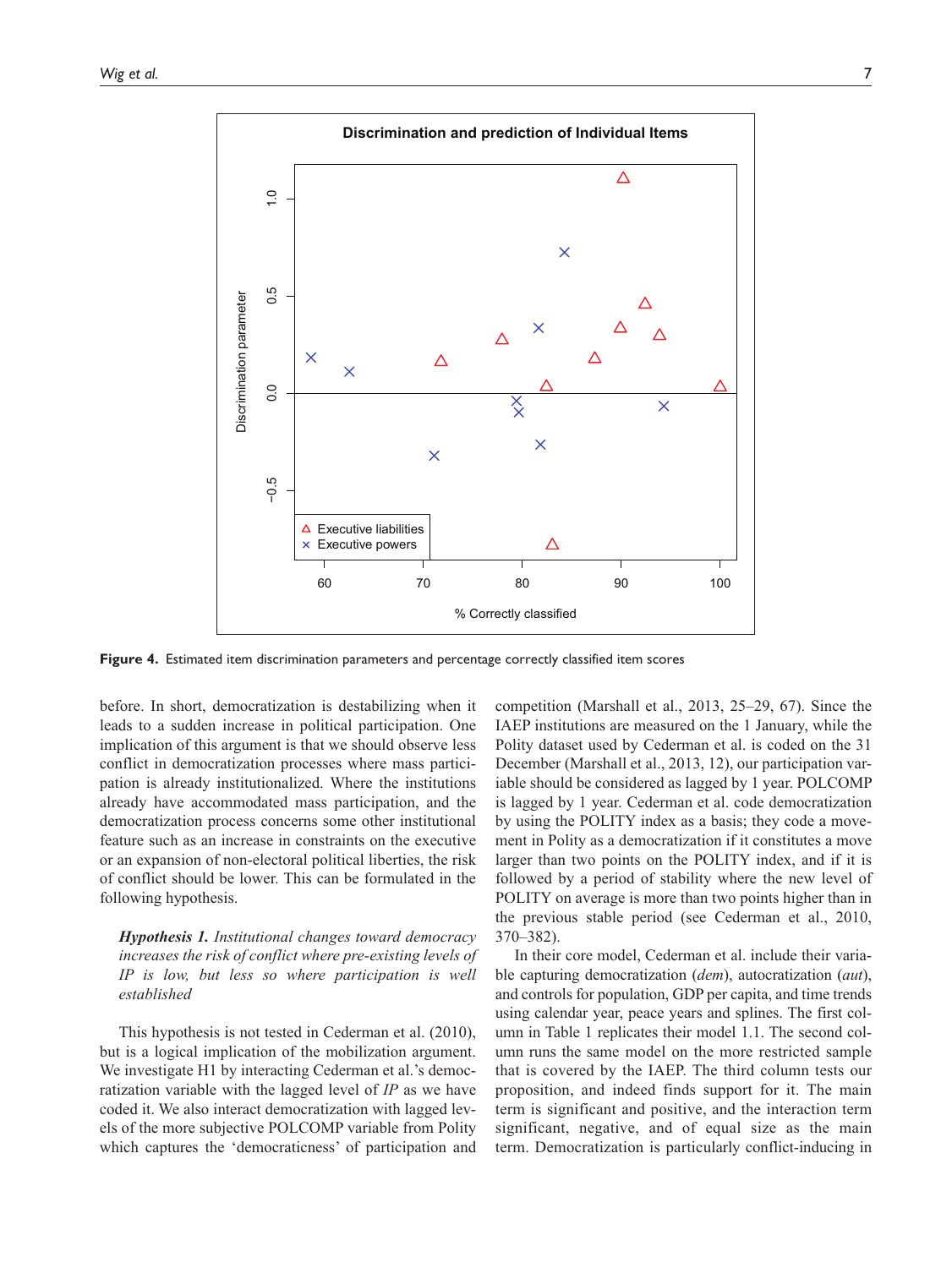Discrimination and prediction of Individual Items

Discrimination parameter

1.0
0.5
0.0
−0.5

60
70
80
90
100

% Correctly classified

Executive liabilities
Executive powers

**Figure 4.** Estimated item discrimination parameters and percentage correctly classified item scores

before. In short, democratization is destabilizing when it leads to a sudden increase in political participation. One implication of this argument is that we should observe less conflict in democratization processes where mass participation is already institutionalized. Where the institutions already have accommodated mass participation, and the democratization process concerns some other institutional feature such as an increase in constraints on the executive or an expansion of non-electoral political liberties, the risk of conflict should be lower. This can be formulated in the following hypothesis.

> ***Hypothesis 1.*** *Institutional changes toward democracy increases the risk of conflict where pre-existing levels of IP is low, but less so where participation is well established*

This hypothesis is not tested in Cederman et al. (2010), but is a logical implication of the mobilization argument. We investigate H1 by interacting Cederman et al.'s democratization variable with the lagged level of *IP* as we have coded it. We also interact democratization with lagged levels of the more subjective POLCOMP variable from Polity which captures the 'democraticness' of participation and competition (Marshall et al., 2013, 25–29, 67). Since the IAEP institutions are measured on the 1 January, while the Polity dataset used by Cederman et al. is coded on the 31 December (Marshall et al., 2013, 12), our participation variable should be considered as lagged by 1 year. POLCOMP is lagged by 1 year. Cederman et al. code democratization by using the POLITY index as a basis; they code a movement in Polity as a democratization if it constitutes a move larger than two points on the POLITY index, and if it is followed by a period of stability where the new level of POLITY on average is more than two points higher than in the previous stable period (see Cederman et al., 2010, 370–382).

In their core model, Cederman et al. include their variable capturing democratization (*dem*), autocratization (*aut*), and controls for population, GDP per capita, and time trends using calendar year, peace years and splines. The first column in Table 1 replicates their model 1.1. The second column runs the same model on the more restricted sample that is covered by the IAEP. The third column tests our proposition, and indeed finds support for it. The main term is significant and positive, and the interaction term significant, negative, and of equal size as the main term. Democratization is particularly conflict-inducing in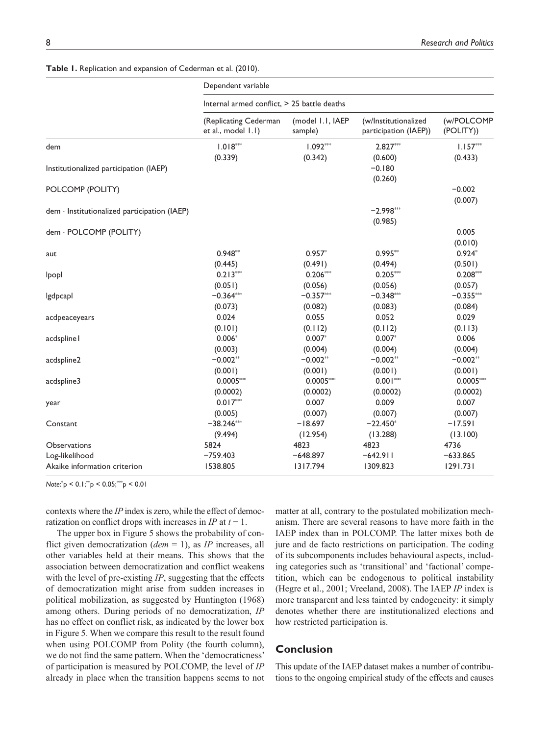**Table 1.** Replication and expansion of Cederman et al. (2010).

| | Dependent variable | | | |
|---|---|---|---|---|
| | Internal armed conflict, > 25 battle deaths | | | |
| | (Replicating Cederman et al., model 1.1) | (model 1.1, IAEP sample) | (w/Institutionalized participation (IAEP)) | (w/POLCOMP (POLITY)) |
| dem | 1.018*** | 1.092*** | 2.827*** | 1.157*** |
| | (0.339) | (0.342) | (0.600) | (0.433) |
| Institutionalized participation (IAEP) | | | −0.180 | |
| | | | (0.260) | |
| POLCOMP (POLITY) | | | | −0.002 |
| | | | | (0.007) |
| dem · Institutionalized participation (IAEP) | | | −2.998*** | |
| | | | (0.985) | |
| dem · POLCOMP (POLITY) | | | | 0.005 |
| | | | | (0.010) |
| aut | 0.948** | 0.957* | 0.995** | 0.924* |
| | (0.445) | (0.491) | (0.494) | (0.501) |
| lpopl | 0.213*** | 0.206*** | 0.205*** | 0.208*** |
| | (0.051) | (0.056) | (0.056) | (0.057) |
| lgdpcapl | −0.364*** | −0.357*** | −0.348*** | −0.355*** |
| | (0.073) | (0.082) | (0.083) | (0.084) |
| acdpeaceyears | 0.024 | 0.055 | 0.052 | 0.029 |
| | (0.101) | (0.112) | (0.112) | (0.113) |
| acdspline1 | 0.006* | 0.007* | 0.007* | 0.006 |
| | (0.003) | (0.004) | (0.004) | (0.004) |
| acdspline2 | −0.002** | −0.002** | −0.002** | −0.002** |
| | (0.001) | (0.001) | (0.001) | (0.001) |
| acdspline3 | 0.0005*** | 0.0005*** | 0.001*** | 0.0005*** |
| | (0.0002) | (0.0002) | (0.0002) | (0.0002) |
| year | 0.017*** | 0.007 | 0.009 | 0.007 |
| | (0.005) | (0.007) | (0.007) | (0.007) |
| Constant | −38.246*** | −18.697 | −22.450* | −17.591 |
| | (9.494) | (12.954) | (13.288) | (13.100) |
| Observations | 5824 | 4823 | 4823 | 4736 |
| Log-likelihood | −759.403 | −648.897 | −642.911 | −633.865 |
| Akaike information criterion | 1538.805 | 1317.794 | 1309.823 | 1291.731 |

*Note:* *p < 0.1; **p < 0.05; ***p < 0.01

contexts where the *IP* index is zero, while the effect of democratization on conflict drops with increases in *IP* at $t - 1$.

The upper box in Figure 5 shows the probability of conflict given democratization (*dem* = 1), as *IP* increases, all other variables held at their means. This shows that the association between democratization and conflict weakens with the level of pre-existing *IP*, suggesting that the effects of democratization might arise from sudden increases in political mobilization, as suggested by Huntington (1968) among others. During periods of no democratization, *IP* has no effect on conflict risk, as indicated by the lower box in Figure 5. When we compare this result to the result found when using POLCOMP from Polity (the fourth column), we do not find the same pattern. When the 'democraticness' of participation is measured by POLCOMP, the level of *IP* already in place when the transition happens seems to not matter at all, contrary to the postulated mobilization mechanism. There are several reasons to have more faith in the IAEP index than in POLCOMP. The latter mixes both de jure and de facto restrictions on participation. The coding of its subcomponents includes behavioural aspects, including categories such as 'transitional' and 'factional' competition, which can be endogenous to political instability (Hegre et al., 2001; Vreeland, 2008). The IAEP *IP* index is more transparent and less tainted by endogeneity: it simply denotes whether there are institutionalized elections and how restricted participation is.

## Conclusion

This update of the IAEP dataset makes a number of contributions to the ongoing empirical study of the effects and causes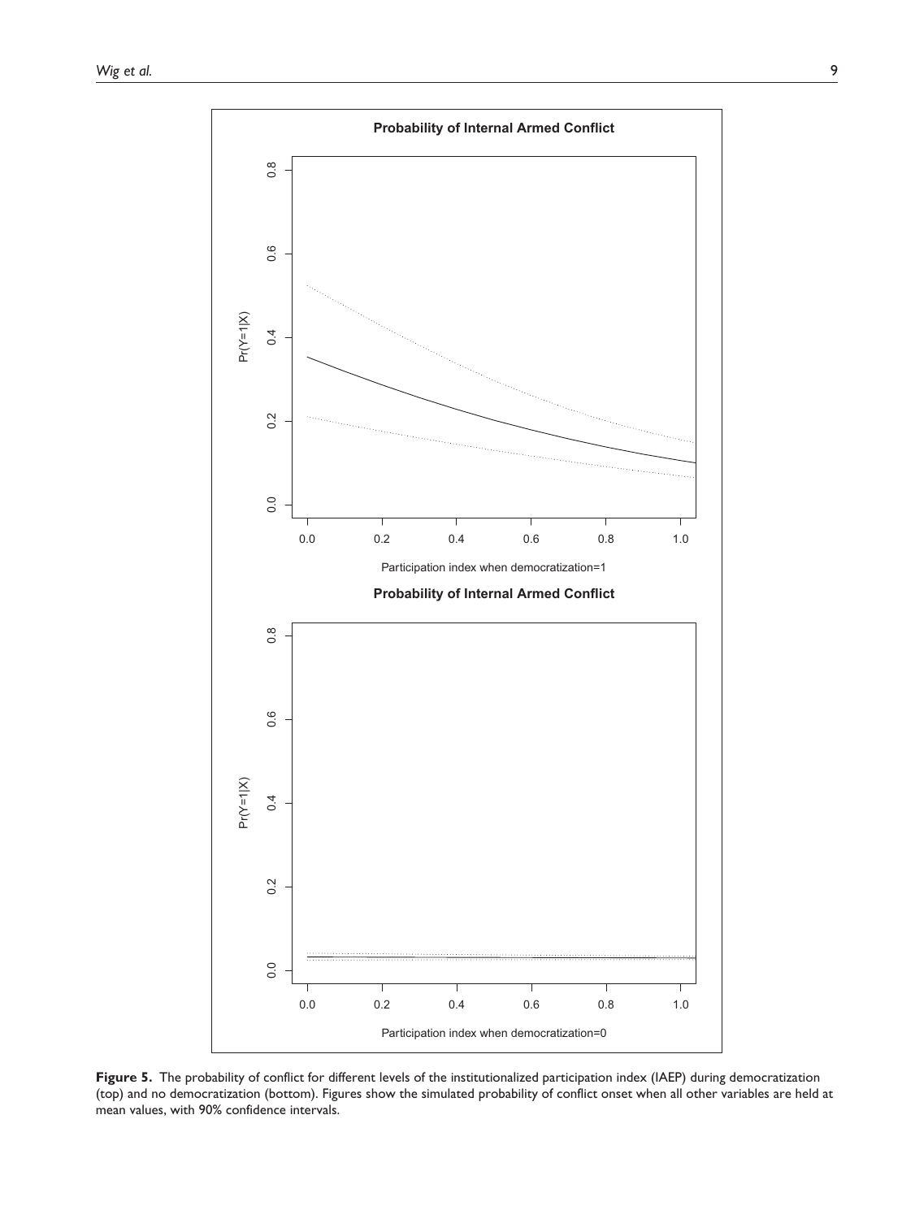Probability of Internal Armed Conflict

Pr(Y=1|X)

0.0
0.2
0.4
0.6
0.8

0.0
0.2
0.4
0.6
0.8
1.0

Participation index when democratization=1

Probability of Internal Armed Conflict

Pr(Y=1|X)

0.0
0.2
0.4
0.6
0.8

0.0
0.2
0.4
0.6
0.8
1.0

Participation index when democratization=0

**Figure 5.** The probability of conflict for different levels of the institutionalized participation index (IAEP) during democratization (top) and no democratization (bottom). Figures show the simulated probability of conflict onset when all other variables are held at mean values, with 90% confidence intervals.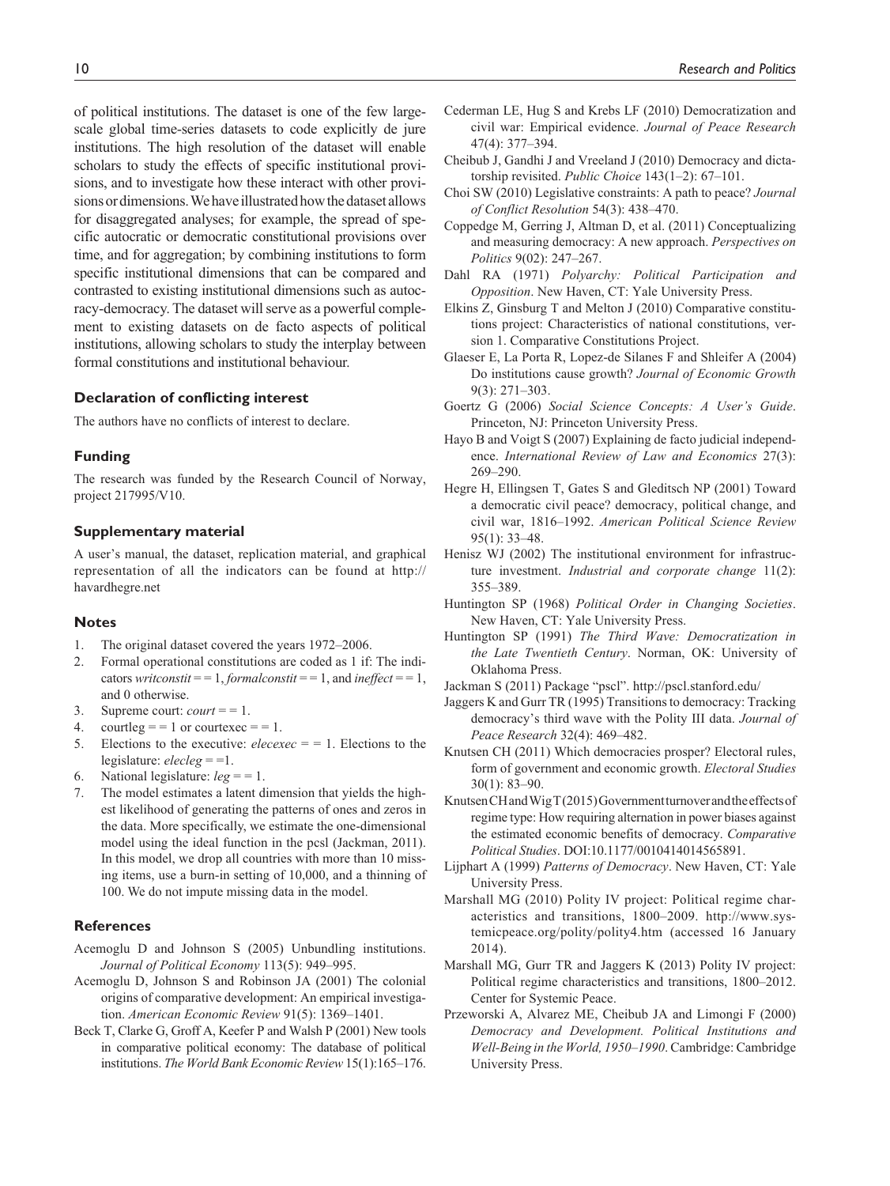of political institutions. The dataset is one of the few large-scale global time-series datasets to code explicitly de jure institutions. The high resolution of the dataset will enable scholars to study the effects of specific institutional provisions, and to investigate how these interact with other provisions or dimensions. We have illustrated how the dataset allows for disaggregated analyses; for example, the spread of specific autocratic or democratic constitutional provisions over time, and for aggregation; by combining institutions to form specific institutional dimensions that can be compared and contrasted to existing institutional dimensions such as autocracy-democracy. The dataset will serve as a powerful complement to existing datasets on de facto aspects of political institutions, allowing scholars to study the interplay between formal constitutions and institutional behaviour.

### Declaration of conflicting interest

The authors have no conflicts of interest to declare.

### Funding

The research was funded by the Research Council of Norway, project 217995/V10.

### Supplementary material

A user's manual, the dataset, replication material, and graphical representation of all the indicators can be found at http://havardhegre.net

### Notes

1. The original dataset covered the years 1972–2006.
2. Formal operational constitutions are coded as 1 if: The indicators *writconstit* = = 1, *formalconstit* = = 1, and *ineffect* = = 1, and 0 otherwise.
3. Supreme court: *court* = = 1.
4. courtleg = = 1 or courtexec = = 1.
5. Elections to the executive: *elecexec* = = 1. Elections to the legislature: *elecleg* = =1.
6. National legislature: *leg* = = 1.
7. The model estimates a latent dimension that yields the highest likelihood of generating the patterns of ones and zeros in the data. More specifically, we estimate the one-dimensional model using the ideal function in the pcsl (Jackman, 2011). In this model, we drop all countries with more than 10 missing items, use a burn-in setting of 10,000, and a thinning of 100. We do not impute missing data in the model.

### References

Acemoglu D and Johnson S (2005) Unbundling institutions. *Journal of Political Economy* 113(5): 949–995.

Acemoglu D, Johnson S and Robinson JA (2001) The colonial origins of comparative development: An empirical investigation. *American Economic Review* 91(5): 1369–1401.

Beck T, Clarke G, Groff A, Keefer P and Walsh P (2001) New tools in comparative political economy: The database of political institutions. *The World Bank Economic Review* 15(1):165–176.

Cederman LE, Hug S and Krebs LF (2010) Democratization and civil war: Empirical evidence. *Journal of Peace Research* 47(4): 377–394.

Cheibub J, Gandhi J and Vreeland J (2010) Democracy and dictatorship revisited. *Public Choice* 143(1–2): 67–101.

Choi SW (2010) Legislative constraints: A path to peace? *Journal of Conflict Resolution* 54(3): 438–470.

Coppedge M, Gerring J, Altman D, et al. (2011) Conceptualizing and measuring democracy: A new approach. *Perspectives on Politics* 9(02): 247–267.

Dahl RA (1971) *Polyarchy: Political Participation and Opposition*. New Haven, CT: Yale University Press.

Elkins Z, Ginsburg T and Melton J (2010) Comparative constitutions project: Characteristics of national constitutions, version 1. Comparative Constitutions Project.

Glaeser E, La Porta R, Lopez-de Silanes F and Shleifer A (2004) Do institutions cause growth? *Journal of Economic Growth* 9(3): 271–303.

Goertz G (2006) *Social Science Concepts: A User's Guide*. Princeton, NJ: Princeton University Press.

Hayo B and Voigt S (2007) Explaining de facto judicial independence. *International Review of Law and Economics* 27(3): 269–290.

Hegre H, Ellingsen T, Gates S and Gleditsch NP (2001) Toward a democratic civil peace? democracy, political change, and civil war, 1816–1992. *American Political Science Review* 95(1): 33–48.

Henisz WJ (2002) The institutional environment for infrastructure investment. *Industrial and corporate change* 11(2): 355–389.

Huntington SP (1968) *Political Order in Changing Societies*. New Haven, CT: Yale University Press.

Huntington SP (1991) *The Third Wave: Democratization in the Late Twentieth Century*. Norman, OK: University of Oklahoma Press.

Jackman S (2011) Package "pscl". http://pscl.stanford.edu/

Jaggers K and Gurr TR (1995) Transitions to democracy: Tracking democracy's third wave with the Polity III data. *Journal of Peace Research* 32(4): 469–482.

Knutsen CH (2011) Which democracies prosper? Electoral rules, form of government and economic growth. *Electoral Studies* 30(1): 83–90.

Knutsen CH and Wig T (2015) Government turnover and the effects of regime type: How requiring alternation in power biases against the estimated economic benefits of democracy. *Comparative Political Studies*. DOI:10.1177/0010414014565891.

Lijphart A (1999) *Patterns of Democracy*. New Haven, CT: Yale University Press.

Marshall MG (2010) Polity IV project: Political regime characteristics and transitions, 1800–2009. http://www.systemicpeace.org/polity/polity4.htm (accessed 16 January 2014).

Marshall MG, Gurr TR and Jaggers K (2013) Polity IV project: Political regime characteristics and transitions, 1800–2012. Center for Systemic Peace.

Przeworski A, Alvarez ME, Cheibub JA and Limongi F (2000) *Democracy and Development. Political Institutions and Well-Being in the World, 1950–1990*. Cambridge: Cambridge University Press.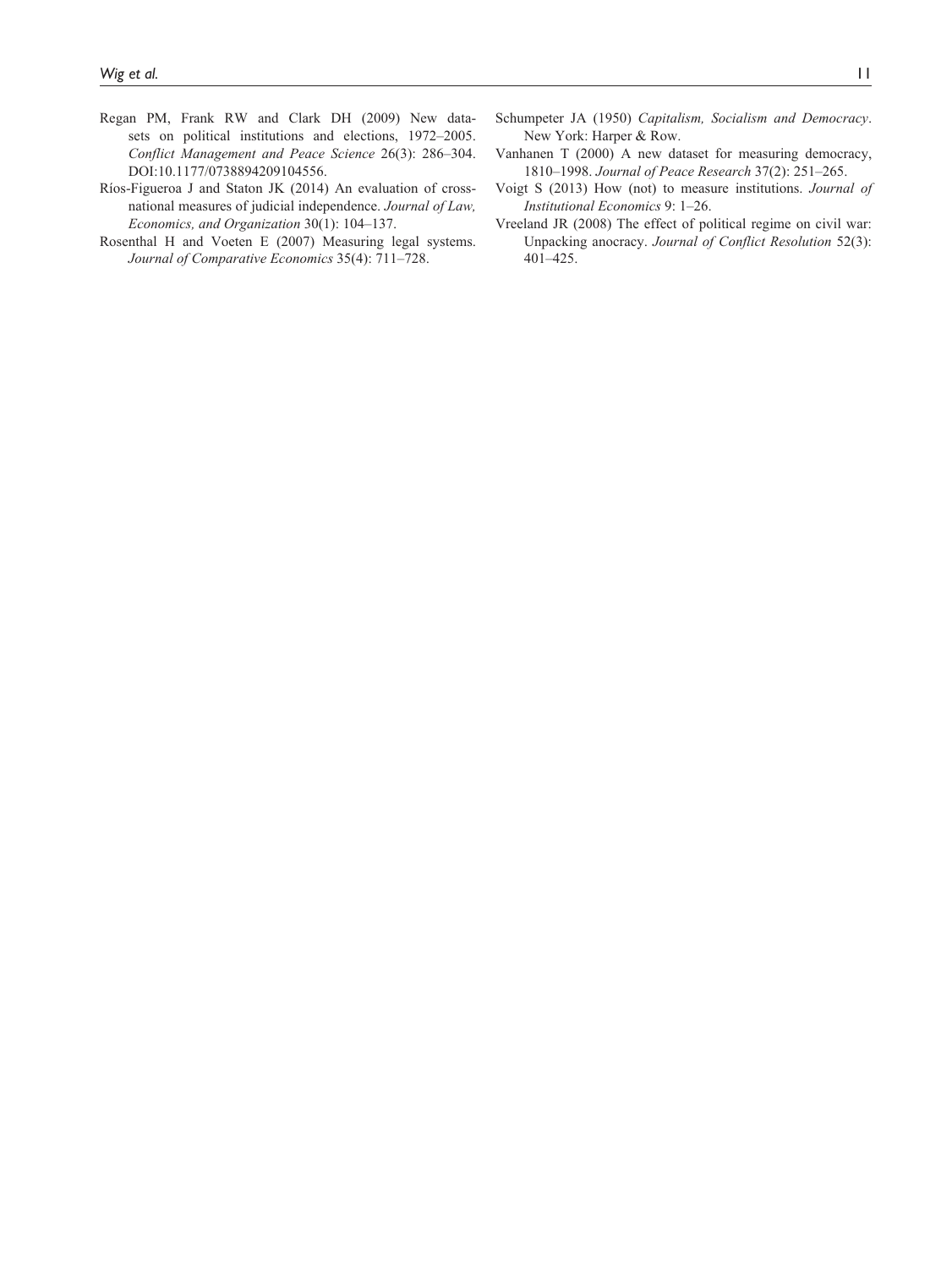Regan PM, Frank RW and Clark DH (2009) New datasets on political institutions and elections, 1972–2005. *Conflict Management and Peace Science* 26(3): 286–304. DOI:10.1177/0738894209104556.

Ríos-Figueroa J and Staton JK (2014) An evaluation of cross-national measures of judicial independence. *Journal of Law, Economics, and Organization* 30(1): 104–137.

Rosenthal H and Voeten E (2007) Measuring legal systems. *Journal of Comparative Economics* 35(4): 711–728.

Schumpeter JA (1950) *Capitalism, Socialism and Democracy*. New York: Harper & Row.

Vanhanen T (2000) A new dataset for measuring democracy, 1810–1998. *Journal of Peace Research* 37(2): 251–265.

Voigt S (2013) How (not) to measure institutions. *Journal of Institutional Economics* 9: 1–26.

Vreeland JR (2008) The effect of political regime on civil war: Unpacking anocracy. *Journal of Conflict Resolution* 52(3): 401–425.